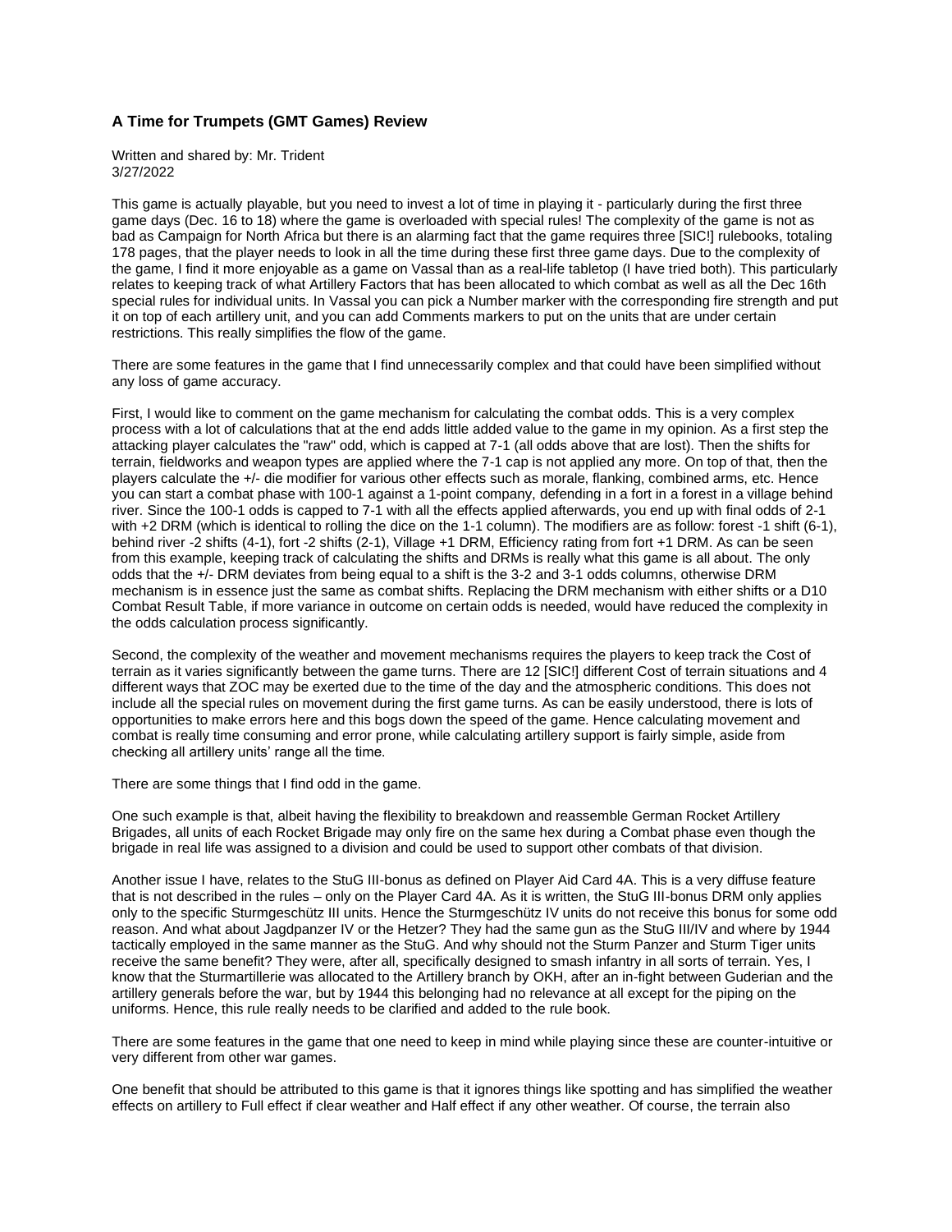## A Time for Trumpets (GMT Games) Review

Written and shared by: Mr. Trident
3/27/2022

This game is actually playable, but you need to invest a lot of time in playing it - particularly during the first three game days (Dec. 16 to 18) where the game is overloaded with special rules! The complexity of the game is not as bad as Campaign for North Africa but there is an alarming fact that the game requires three [SIC!] rulebooks, totaling 178 pages, that the player needs to look in all the time during these first three game days. Due to the complexity of the game, I find it more enjoyable as a game on Vassal than as a real-life tabletop (I have tried both). This particularly relates to keeping track of what Artillery Factors that has been allocated to which combat as well as all the Dec 16th special rules for individual units. In Vassal you can pick a Number marker with the corresponding fire strength and put it on top of each artillery unit, and you can add Comments markers to put on the units that are under certain restrictions. This really simplifies the flow of the game.

There are some features in the game that I find unnecessarily complex and that could have been simplified without any loss of game accuracy.

First, I would like to comment on the game mechanism for calculating the combat odds. This is a very complex process with a lot of calculations that at the end adds little added value to the game in my opinion. As a first step the attacking player calculates the "raw" odd, which is capped at 7-1 (all odds above that are lost). Then the shifts for terrain, fieldworks and weapon types are applied where the 7-1 cap is not applied any more. On top of that, then the players calculate the +/- die modifier for various other effects such as morale, flanking, combined arms, etc. Hence you can start a combat phase with 100-1 against a 1-point company, defending in a fort in a forest in a village behind river. Since the 100-1 odds is capped to 7-1 with all the effects applied afterwards, you end up with final odds of 2-1 with +2 DRM (which is identical to rolling the dice on the 1-1 column). The modifiers are as follow: forest -1 shift (6-1), behind river -2 shifts (4-1), fort -2 shifts (2-1), Village +1 DRM, Efficiency rating from fort +1 DRM. As can be seen from this example, keeping track of calculating the shifts and DRMs is really what this game is all about. The only odds that the +/- DRM deviates from being equal to a shift is the 3-2 and 3-1 odds columns, otherwise DRM mechanism is in essence just the same as combat shifts. Replacing the DRM mechanism with either shifts or a D10 Combat Result Table, if more variance in outcome on certain odds is needed, would have reduced the complexity in the odds calculation process significantly.

Second, the complexity of the weather and movement mechanisms requires the players to keep track the Cost of terrain as it varies significantly between the game turns. There are 12 [SIC!] different Cost of terrain situations and 4 different ways that ZOC may be exerted due to the time of the day and the atmospheric conditions. This does not include all the special rules on movement during the first game turns. As can be easily understood, there is lots of opportunities to make errors here and this bogs down the speed of the game. Hence calculating movement and combat is really time consuming and error prone, while calculating artillery support is fairly simple, aside from checking all artillery units' range all the time.

There are some things that I find odd in the game.

One such example is that, albeit having the flexibility to breakdown and reassemble German Rocket Artillery Brigades, all units of each Rocket Brigade may only fire on the same hex during a Combat phase even though the brigade in real life was assigned to a division and could be used to support other combats of that division.

Another issue I have, relates to the StuG III-bonus as defined on Player Aid Card 4A. This is a very diffuse feature that is not described in the rules – only on the Player Card 4A. As it is written, the StuG III-bonus DRM only applies only to the specific Sturmgeschütz III units. Hence the Sturmgeschütz IV units do not receive this bonus for some odd reason. And what about Jagdpanzer IV or the Hetzer? They had the same gun as the StuG III/IV and where by 1944 tactically employed in the same manner as the StuG. And why should not the Sturm Panzer and Sturm Tiger units receive the same benefit? They were, after all, specifically designed to smash infantry in all sorts of terrain. Yes, I know that the Sturmartillerie was allocated to the Artillery branch by OKH, after an in-fight between Guderian and the artillery generals before the war, but by 1944 this belonging had no relevance at all except for the piping on the uniforms. Hence, this rule really needs to be clarified and added to the rule book.

There are some features in the game that one need to keep in mind while playing since these are counter-intuitive or very different from other war games.

One benefit that should be attributed to this game is that it ignores things like spotting and has simplified the weather effects on artillery to Full effect if clear weather and Half effect if any other weather. Of course, the terrain also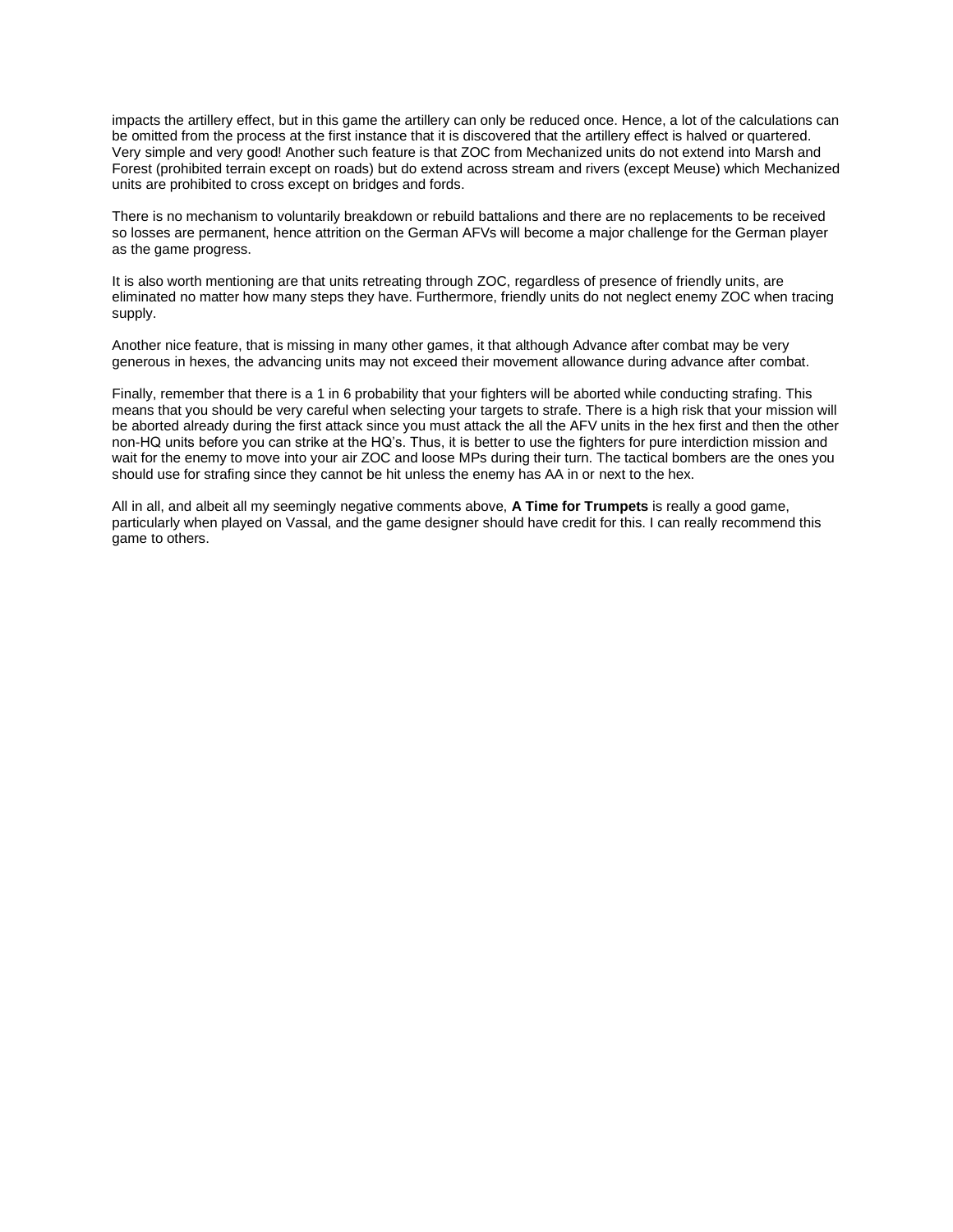impacts the artillery effect, but in this game the artillery can only be reduced once. Hence, a lot of the calculations can be omitted from the process at the first instance that it is discovered that the artillery effect is halved or quartered. Very simple and very good! Another such feature is that ZOC from Mechanized units do not extend into Marsh and Forest (prohibited terrain except on roads) but do extend across stream and rivers (except Meuse) which Mechanized units are prohibited to cross except on bridges and fords.

There is no mechanism to voluntarily breakdown or rebuild battalions and there are no replacements to be received so losses are permanent, hence attrition on the German AFVs will become a major challenge for the German player as the game progress.

It is also worth mentioning are that units retreating through ZOC, regardless of presence of friendly units, are eliminated no matter how many steps they have. Furthermore, friendly units do not neglect enemy ZOC when tracing supply.

Another nice feature, that is missing in many other games, it that although Advance after combat may be very generous in hexes, the advancing units may not exceed their movement allowance during advance after combat.

Finally, remember that there is a 1 in 6 probability that your fighters will be aborted while conducting strafing. This means that you should be very careful when selecting your targets to strafe. There is a high risk that your mission will be aborted already during the first attack since you must attack the all the AFV units in the hex first and then the other non-HQ units before you can strike at the HQ's. Thus, it is better to use the fighters for pure interdiction mission and wait for the enemy to move into your air ZOC and loose MPs during their turn. The tactical bombers are the ones you should use for strafing since they cannot be hit unless the enemy has AA in or next to the hex.

All in all, and albeit all my seemingly negative comments above, **A Time for Trumpets** is really a good game, particularly when played on Vassal, and the game designer should have credit for this. I can really recommend this game to others.